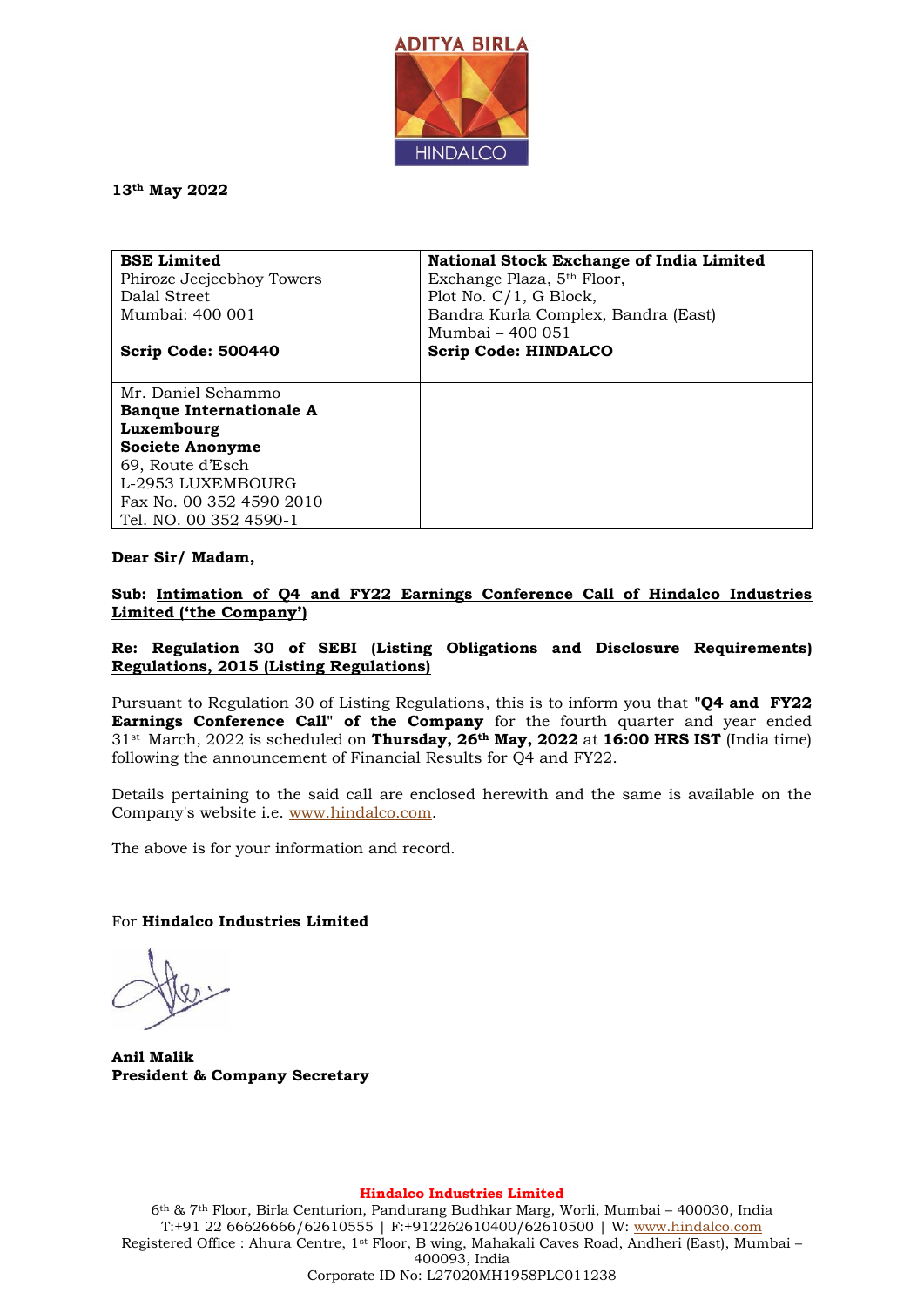ADITYA BIRLA HINDALCO

**13th May 2022**

| **BSE Limited**<br>Phiroze Jeejeebhoy Towers<br>Dalal Street<br>Mumbai: 400 001<br><br>**Scrip Code: 500440** | **National Stock Exchange of India Limited**<br>Exchange Plaza, 5th Floor,<br>Plot No. C/1, G Block,<br>Bandra Kurla Complex, Bandra (East)<br>Mumbai – 400 051<br>**Scrip Code: HINDALCO** |
|---|---|
| Mr. Daniel Schammo<br>**Banque Internationale A Luxembourg**<br>**Societe Anonyme**<br>69, Route d'Esch<br>L-2953 LUXEMBOURG<br>Fax No. 00 352 4590 2010<br>Tel. NO. 00 352 4590-1 | |

**Dear Sir/ Madam,**

**Sub: Intimation of Q4 and FY22 Earnings Conference Call of Hindalco Industries Limited ('the Company')**

**Re: Regulation 30 of SEBI (Listing Obligations and Disclosure Requirements) Regulations, 2015 (Listing Regulations)**

Pursuant to Regulation 30 of Listing Regulations, this is to inform you that **"Q4 and FY22 Earnings Conference Call" of the Company** for the fourth quarter and year ended 31st March, 2022 is scheduled on **Thursday, 26th May, 2022** at **16:00 HRS IST** (India time) following the announcement of Financial Results for Q4 and FY22.

Details pertaining to the said call are enclosed herewith and the same is available on the Company's website i.e. www.hindalco.com.

The above is for your information and record.

For **Hindalco Industries Limited**

**Anil Malik**
**President & Company Secretary**

**Hindalco Industries Limited**
6th & 7th Floor, Birla Centurion, Pandurang Budhkar Marg, Worli, Mumbai – 400030, India
T:+91 22 66626666/62610555 | F:+912262610400/62610500 | W: www.hindalco.com
Registered Office : Ahura Centre, 1st Floor, B wing, Mahakali Caves Road, Andheri (East), Mumbai – 400093, India
Corporate ID No: L27020MH1958PLC011238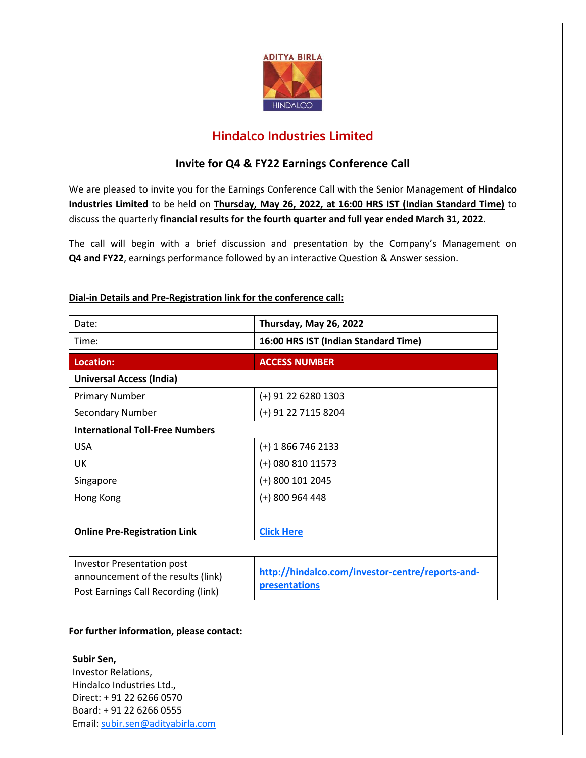# Hindalco Industries Limited

## Invite for Q4 & FY22 Earnings Conference Call

We are pleased to invite you for the Earnings Conference Call with the Senior Management **of Hindalco Industries Limited** to be held on **Thursday, May 26, 2022, at 16:00 HRS IST (Indian Standard Time)** to discuss the quarterly **financial results for the fourth quarter and full year ended March 31, 2022**.

The call will begin with a brief discussion and presentation by the Company's Management on **Q4 and FY22**, earnings performance followed by an interactive Question & Answer session.

**Dial-in Details and Pre-Registration link for the conference call:**

| | |
|---|---|
| Date: | **Thursday, May 26, 2022** |
| Time: | **16:00 HRS IST (Indian Standard Time)** |
| **Location:** | **ACCESS NUMBER** |
| **Universal Access (India)** | |
| Primary Number | (+) 91 22 6280 1303 |
| Secondary Number | (+) 91 22 7115 8204 |
| **International Toll-Free Numbers** | |
| USA | (+) 1 866 746 2133 |
| UK | (+) 080 810 11573 |
| Singapore | (+) 800 101 2045 |
| Hong Kong | (+) 800 964 448 |
| | |
| **Online Pre-Registration Link** | **Click Here** |
| | |
| Investor Presentation post announcement of the results (link) | **http://hindalco.com/investor-centre/reports-and-presentations** |
| Post Earnings Call Recording (link) | |

**For further information, please contact:**

**Subir Sen,**
Investor Relations,
Hindalco Industries Ltd.,
Direct: + 91 22 6266 0570
Board: + 91 22 6266 0555
Email: subir.sen@adityabirla.com